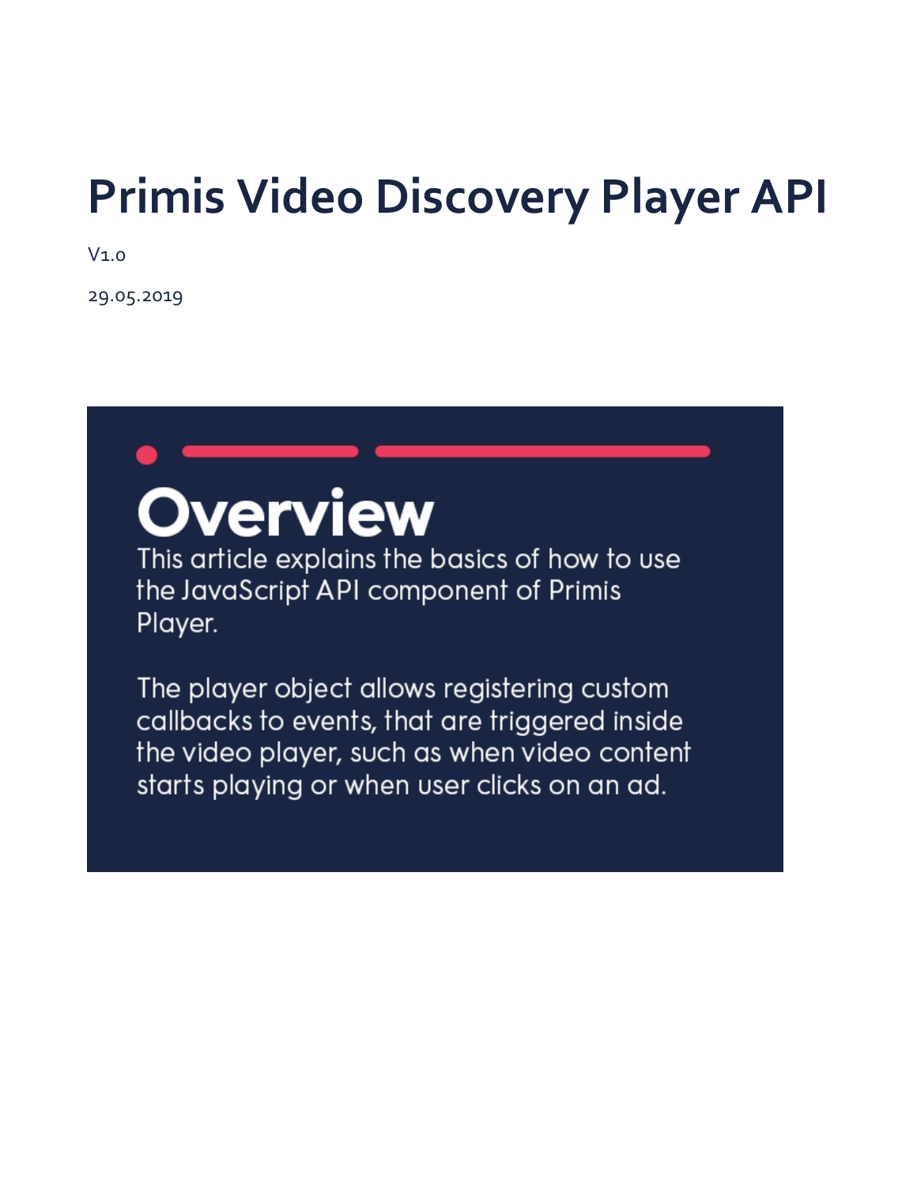# Primis Video Discovery Player API

V1.0

29.05.2019

## Overview

This article explains the basics of how to use the JavaScript API component of Primis Player.

The player object allows registering custom callbacks to events, that are triggered inside the video player, such as when video content starts playing or when user clicks on an ad.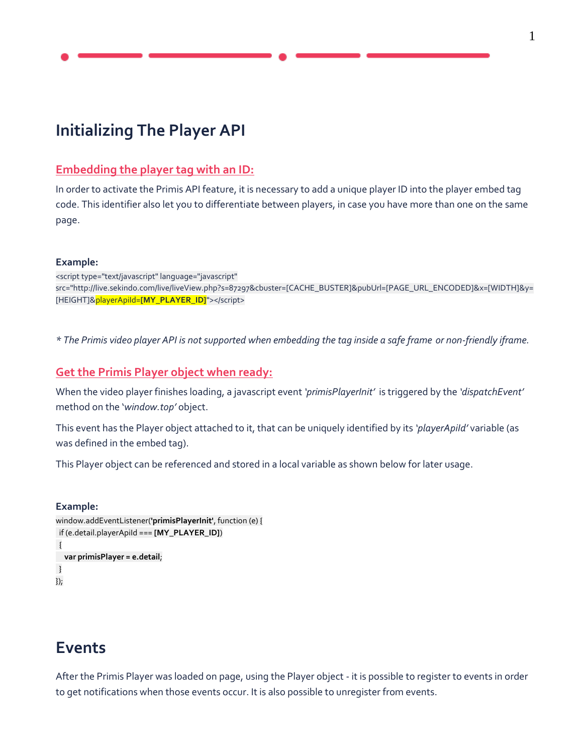# Initializing The Player API

## Embedding the player tag with an ID:

In order to activate the Primis API feature, it is necessary to add a unique player ID into the player embed tag code. This identifier also let you to differentiate between players, in case you have more than one on the same page.

**Example:**

```
<script type="text/javascript" language="javascript" src="http://live.sekindo.com/live/liveView.php?s=87297&cbuster=[CACHE_BUSTER]&pubUrl=[PAGE_URL_ENCODED]&x=[WIDTH]&y=[HEIGHT]&playerApiId=[MY_PLAYER_ID]"></script>
```

*\* The Primis video player API is not supported when embedding the tag inside a safe frame or non-friendly iframe.*

## Get the Primis Player object when ready:

When the video player finishes loading, a javascript event '*primisPlayerInit*' is triggered by the '*dispatchEvent*' method on the '*window.top*' object.

This event has the Player object attached to it, that can be uniquely identified by its '*playerApiId*' variable (as was defined in the embed tag).

This Player object can be referenced and stored in a local variable as shown below for later usage.

**Example:**

```
window.addEventListener('primisPlayerInit', function (e) {
 if (e.detail.playerApiId === [MY_PLAYER_ID])
 {
   var primisPlayer = e.detail;
 }
});
```

# Events

After the Primis Player was loaded on page, using the Player object - it is possible to register to events in order to get notifications when those events occur. It is also possible to unregister from events.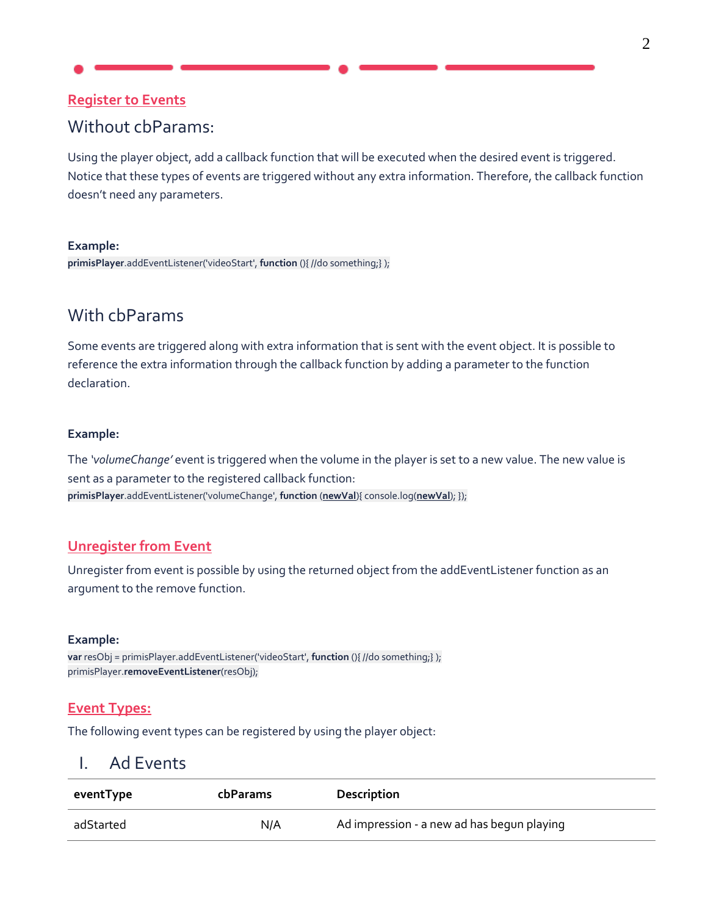## Register to Events

### Without cbParams:

Using the player object, add a callback function that will be executed when the desired event is triggered. Notice that these types of events are triggered without any extra information. Therefore, the callback function doesn't need any parameters.

**Example:**

```
primisPlayer.addEventListener('videoStart', function (){ //do something;} );
```

### With cbParams

Some events are triggered along with extra information that is sent with the event object. It is possible to reference the extra information through the callback function by adding a parameter to the function declaration.

**Example:**

The *'volumeChange'* event is triggered when the volume in the player is set to a new value. The new value is sent as a parameter to the registered callback function:

```
primisPlayer.addEventListener('volumeChange', function (newVal){ console.log(newVal); });
```

## Unregister from Event

Unregister from event is possible by using the returned object from the addEventListener function as an argument to the remove function.

**Example:**

```
var resObj = primisPlayer.addEventListener('videoStart', function (){ //do something;} );
primisPlayer.removeEventListener(resObj);
```

## Event Types:

The following event types can be registered by using the player object:

### I. Ad Events

| eventType | cbParams | Description |
| --- | --- | --- |
| adStarted | N/A | Ad impression - a new ad has begun playing |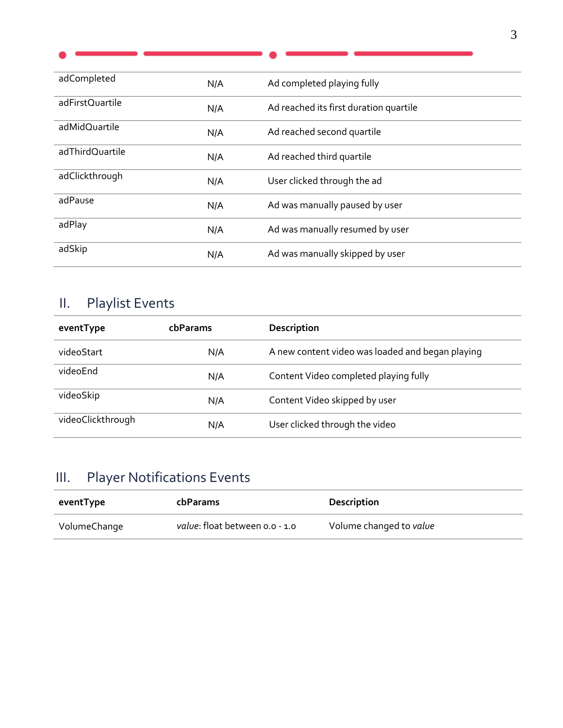| | | |
|---|---|---|
| adCompleted | N/A | Ad completed playing fully |
| adFirstQuartile | N/A | Ad reached its first duration quartile |
| adMidQuartile | N/A | Ad reached second quartile |
| adThirdQuartile | N/A | Ad reached third quartile |
| adClickthrough | N/A | User clicked through the ad |
| adPause | N/A | Ad was manually paused by user |
| adPlay | N/A | Ad was manually resumed by user |
| adSkip | N/A | Ad was manually skipped by user |

## II. Playlist Events

| eventType | cbParams | Description |
|---|---|---|
| videoStart | N/A | A new content video was loaded and began playing |
| videoEnd | N/A | Content Video completed playing fully |
| videoSkip | N/A | Content Video skipped by user |
| videoClickthrough | N/A | User clicked through the video |

## III. Player Notifications Events

| eventType | cbParams | Description |
|---|---|---|
| VolumeChange | *value*: float between 0.0 - 1.0 | Volume changed to *value* |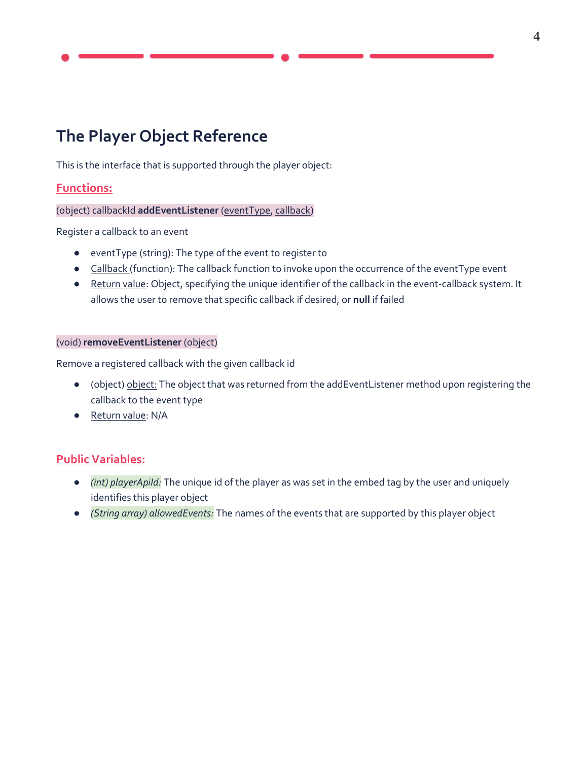## The Player Object Reference

This is the interface that is supported through the player object:

### Functions:

(object) callbackId **addEventListener** (eventType, callback)

Register a callback to an event

- eventType (string): The type of the event to register to
- Callback (function): The callback function to invoke upon the occurrence of the eventType event
- Return value: Object, specifying the unique identifier of the callback in the event-callback system. It allows the user to remove that specific callback if desired, or **null** if failed

(void) **removeEventListener** (object)

Remove a registered callback with the given callback id

- (object) object: The object that was returned from the addEventListener method upon registering the callback to the event type
- Return value: N/A

### Public Variables:

- *(int) playerApiId:* The unique id of the player as was set in the embed tag by the user and uniquely identifies this player object
- *(String array) allowedEvents:* The names of the events that are supported by this player object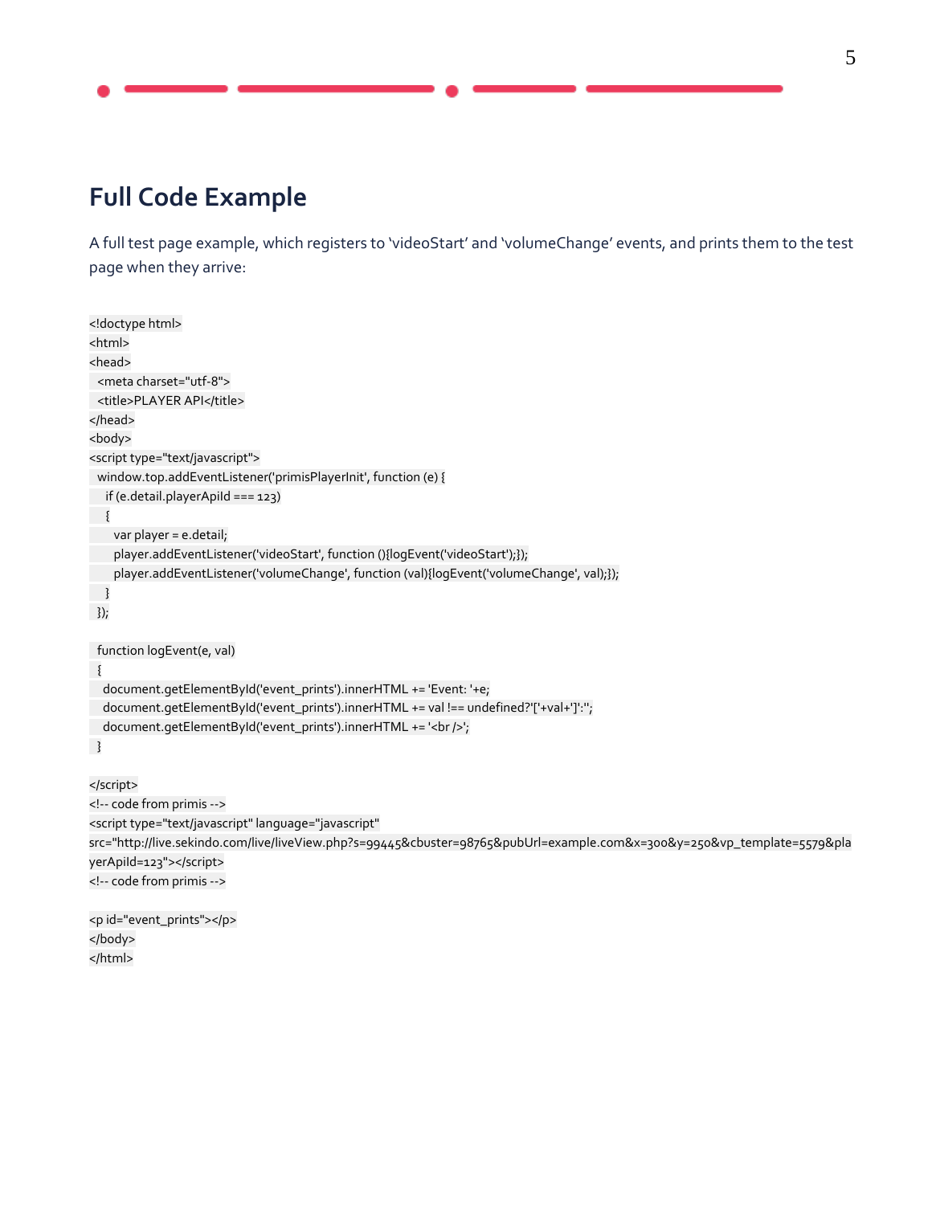## Full Code Example

A full test page example, which registers to 'videoStart' and 'volumeChange' events, and prints them to the test page when they arrive:

```
<!doctype html>
<html>
<head>
  <meta charset="utf-8">
  <title>PLAYER API</title>
</head>
<body>
<script type="text/javascript">
  window.top.addEventListener('primisPlayerInit', function (e) {
    if (e.detail.playerApiId === 123)
    {
      var player = e.detail;
      player.addEventListener('videoStart', function (){logEvent('videoStart');});
      player.addEventListener('volumeChange', function (val){logEvent('volumeChange', val);});
    }
  });

  function logEvent(e, val)
  {
   document.getElementById('event_prints').innerHTML += 'Event: '+e;
   document.getElementById('event_prints').innerHTML += val !== undefined?'['+val+']':'';
   document.getElementById('event_prints').innerHTML += '<br />';
  }

</script>
<!-- code from primis -->
<script type="text/javascript" language="javascript"
src="http://live.sekindo.com/live/liveView.php?s=99445&cbuster=98765&pubUrl=example.com&x=300&y=250&vp_template=5579&playerApiId=123"></script>
<!-- code from primis -->

<p id="event_prints"></p>
</body>
</html>
```